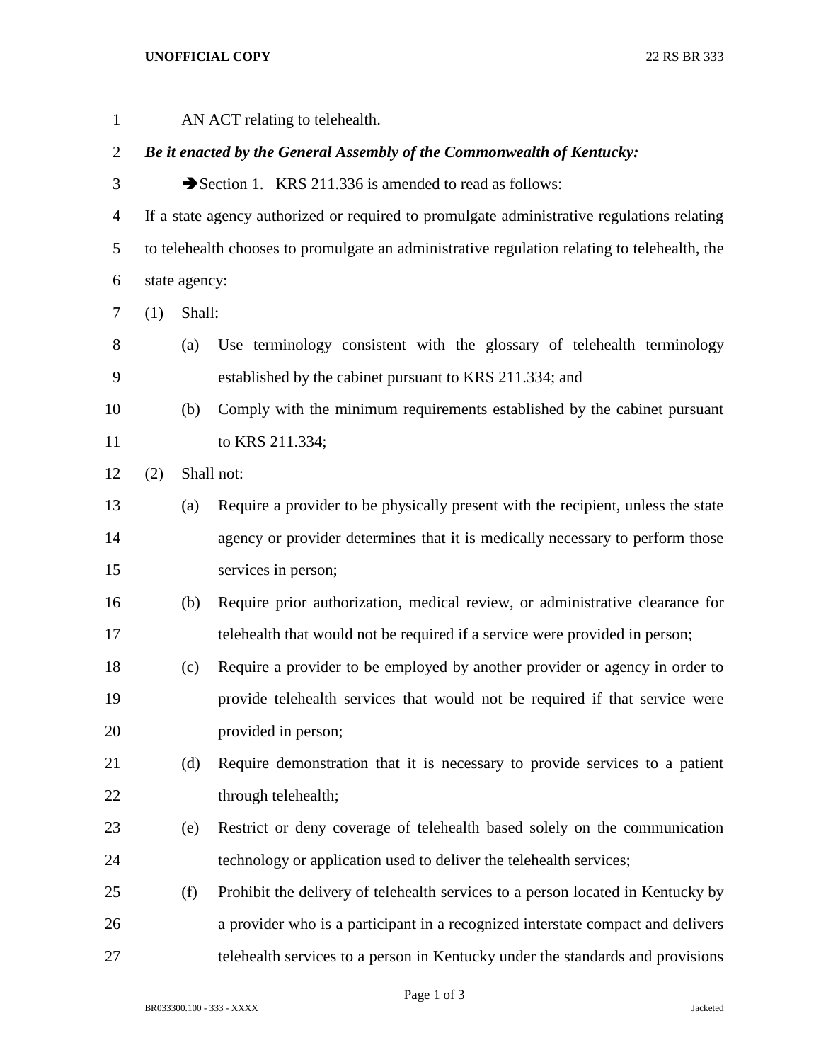AN ACT relating to telehealth.

***Be it enacted by the General Assembly of the Commonwealth of Kentucky:***

➔Section 1. KRS 211.336 is amended to read as follows:

If a state agency authorized or required to promulgate administrative regulations relating to telehealth chooses to promulgate an administrative regulation relating to telehealth, the state agency:

(1) Shall:

(a) Use terminology consistent with the glossary of telehealth terminology established by the cabinet pursuant to KRS 211.334; and

(b) Comply with the minimum requirements established by the cabinet pursuant to KRS 211.334;

(2) Shall not:

(a) Require a provider to be physically present with the recipient, unless the state agency or provider determines that it is medically necessary to perform those services in person;

(b) Require prior authorization, medical review, or administrative clearance for telehealth that would not be required if a service were provided in person;

(c) Require a provider to be employed by another provider or agency in order to provide telehealth services that would not be required if that service were provided in person;

(d) Require demonstration that it is necessary to provide services to a patient through telehealth;

(e) Restrict or deny coverage of telehealth based solely on the communication technology or application used to deliver the telehealth services;

(f) Prohibit the delivery of telehealth services to a person located in Kentucky by a provider who is a participant in a recognized interstate compact and delivers telehealth services to a person in Kentucky under the standards and provisions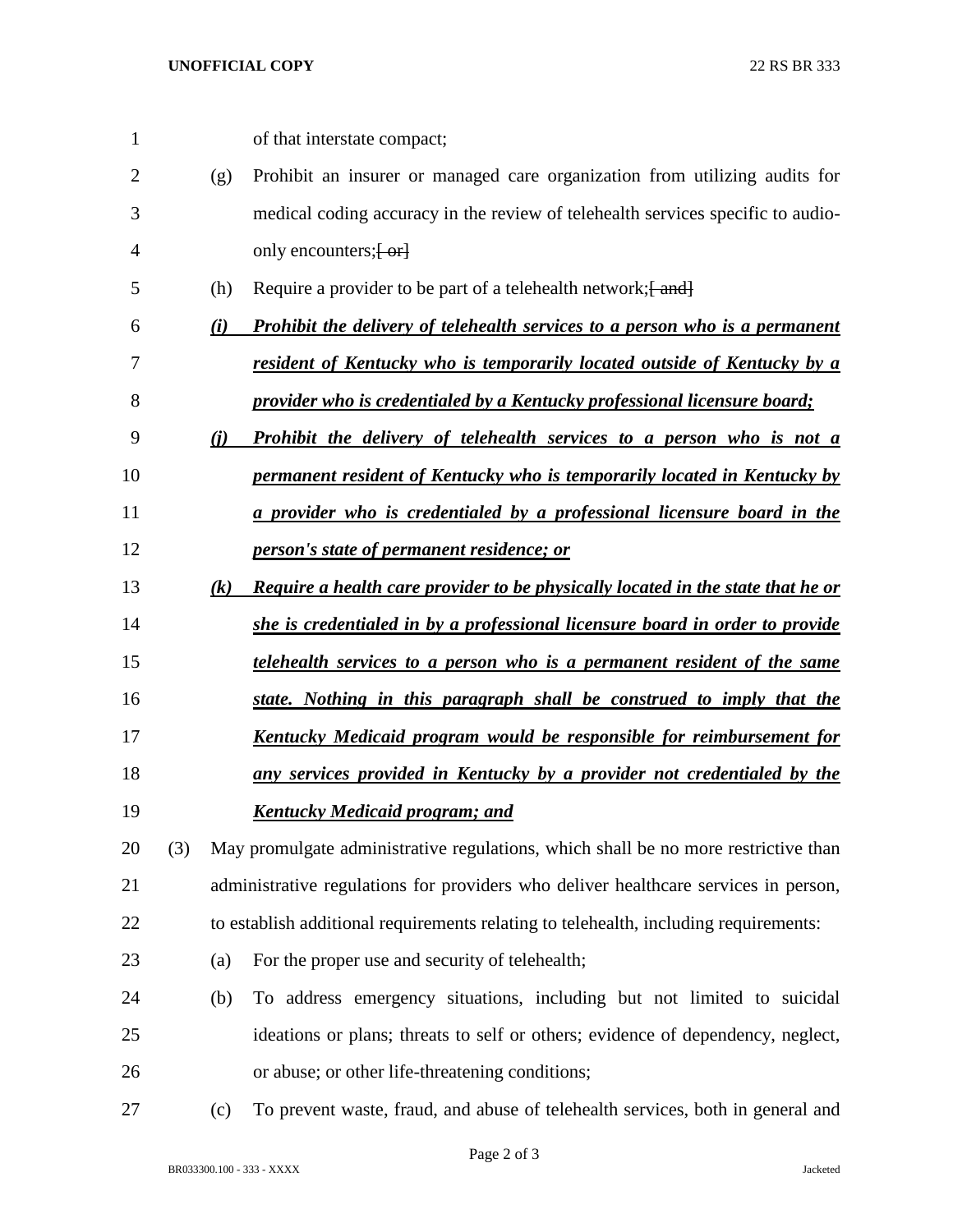of that interstate compact;

(g) Prohibit an insurer or managed care organization from utilizing audits for medical coding accuracy in the review of telehealth services specific to audio-only encounters;[ or]

(h) Require a provider to be part of a telehealth network;[ and]

***(i) Prohibit the delivery of telehealth services to a person who is a permanent resident of Kentucky who is temporarily located outside of Kentucky by a provider who is credentialed by a Kentucky professional licensure board;***

***(j) Prohibit the delivery of telehealth services to a person who is not a permanent resident of Kentucky who is temporarily located in Kentucky by a provider who is credentialed by a professional licensure board in the person's state of permanent residence; or***

***(k) Require a health care provider to be physically located in the state that he or she is credentialed in by a professional licensure board in order to provide telehealth services to a person who is a permanent resident of the same state. Nothing in this paragraph shall be construed to imply that the Kentucky Medicaid program would be responsible for reimbursement for any services provided in Kentucky by a provider not credentialed by the Kentucky Medicaid program; and***

(3) May promulgate administrative regulations, which shall be no more restrictive than administrative regulations for providers who deliver healthcare services in person, to establish additional requirements relating to telehealth, including requirements:

(a) For the proper use and security of telehealth;

(b) To address emergency situations, including but not limited to suicidal ideations or plans; threats to self or others; evidence of dependency, neglect, or abuse; or other life-threatening conditions;

(c) To prevent waste, fraud, and abuse of telehealth services, both in general and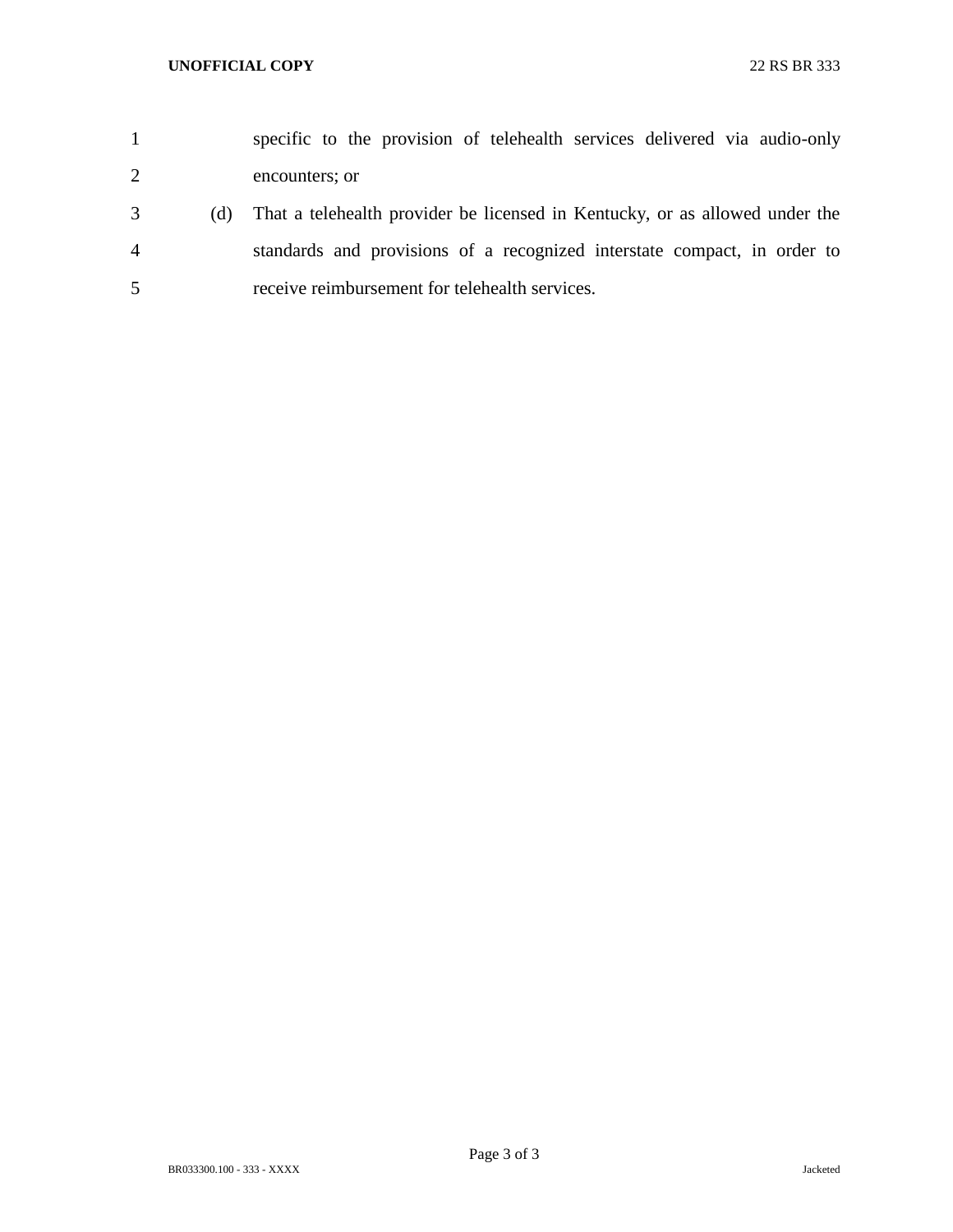specific to the provision of telehealth services delivered via audio-only encounters; or

(d) That a telehealth provider be licensed in Kentucky, or as allowed under the standards and provisions of a recognized interstate compact, in order to receive reimbursement for telehealth services.